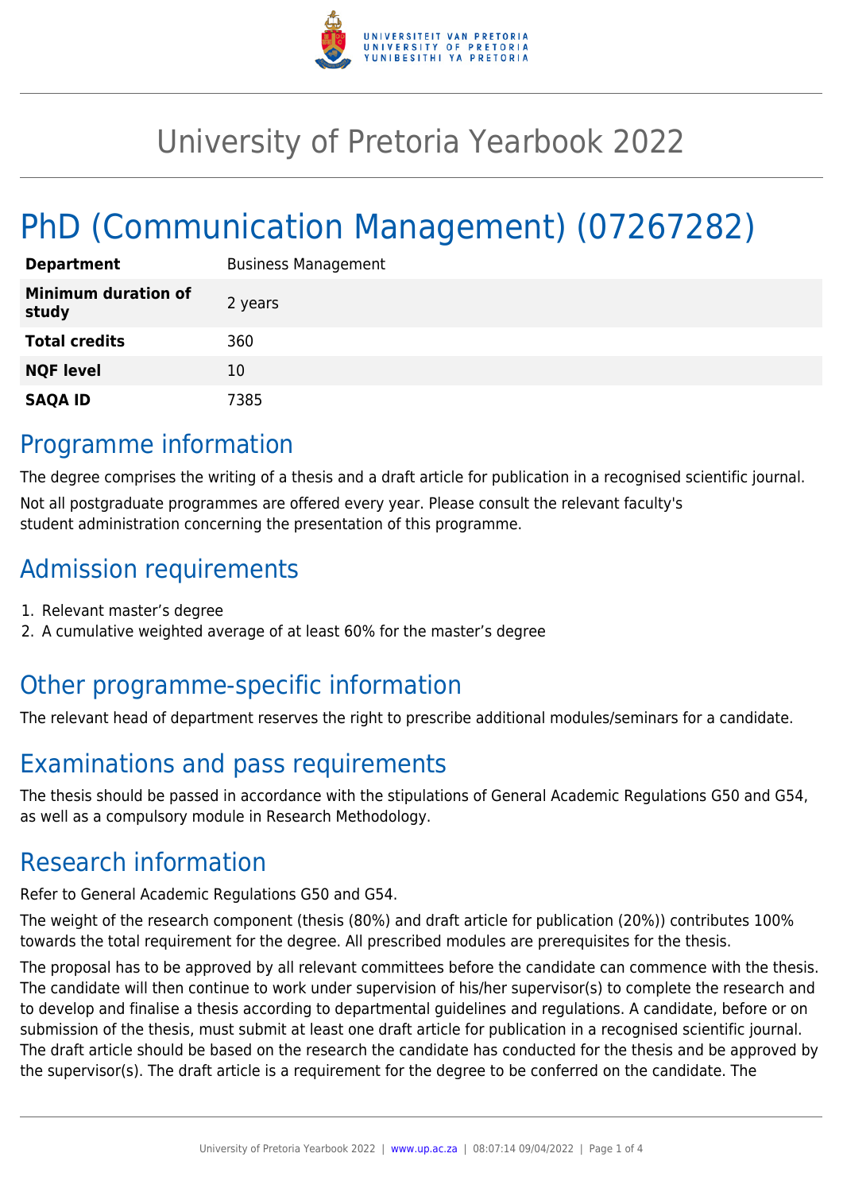# University of Pretoria Yearbook 2022

# PhD (Communication Management) (07267282)

| | |
|---|---|
| **Department** | Business Management |
| **Minimum duration of study** | 2 years |
| **Total credits** | 360 |
| **NQF level** | 10 |
| **SAQA ID** | 7385 |

## Programme information

The degree comprises the writing of a thesis and a draft article for publication in a recognised scientific journal.

Not all postgraduate programmes are offered every year. Please consult the relevant faculty's student administration concerning the presentation of this programme.

## Admission requirements

1. Relevant master's degree
2. A cumulative weighted average of at least 60% for the master's degree

## Other programme-specific information

The relevant head of department reserves the right to prescribe additional modules/seminars for a candidate.

## Examinations and pass requirements

The thesis should be passed in accordance with the stipulations of General Academic Regulations G50 and G54, as well as a compulsory module in Research Methodology.

## Research information

Refer to General Academic Regulations G50 and G54.

The weight of the research component (thesis (80%) and draft article for publication (20%)) contributes 100% towards the total requirement for the degree. All prescribed modules are prerequisites for the thesis.

The proposal has to be approved by all relevant committees before the candidate can commence with the thesis. The candidate will then continue to work under supervision of his/her supervisor(s) to complete the research and to develop and finalise a thesis according to departmental guidelines and regulations. A candidate, before or on submission of the thesis, must submit at least one draft article for publication in a recognised scientific journal. The draft article should be based on the research the candidate has conducted for the thesis and be approved by the supervisor(s). The draft article is a requirement for the degree to be conferred on the candidate. The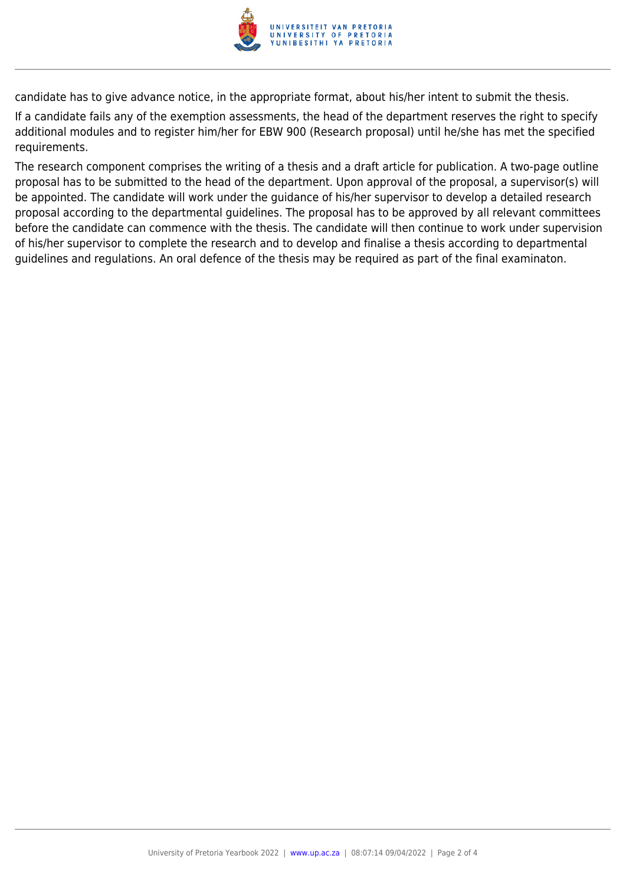candidate has to give advance notice, in the appropriate format, about his/her intent to submit the thesis.

If a candidate fails any of the exemption assessments, the head of the department reserves the right to specify additional modules and to register him/her for EBW 900 (Research proposal) until he/she has met the specified requirements.

The research component comprises the writing of a thesis and a draft article for publication. A two-page outline proposal has to be submitted to the head of the department. Upon approval of the proposal, a supervisor(s) will be appointed. The candidate will work under the guidance of his/her supervisor to develop a detailed research proposal according to the departmental guidelines. The proposal has to be approved by all relevant committees before the candidate can commence with the thesis. The candidate will then continue to work under supervision of his/her supervisor to complete the research and to develop and finalise a thesis according to departmental guidelines and regulations. An oral defence of the thesis may be required as part of the final examinaton.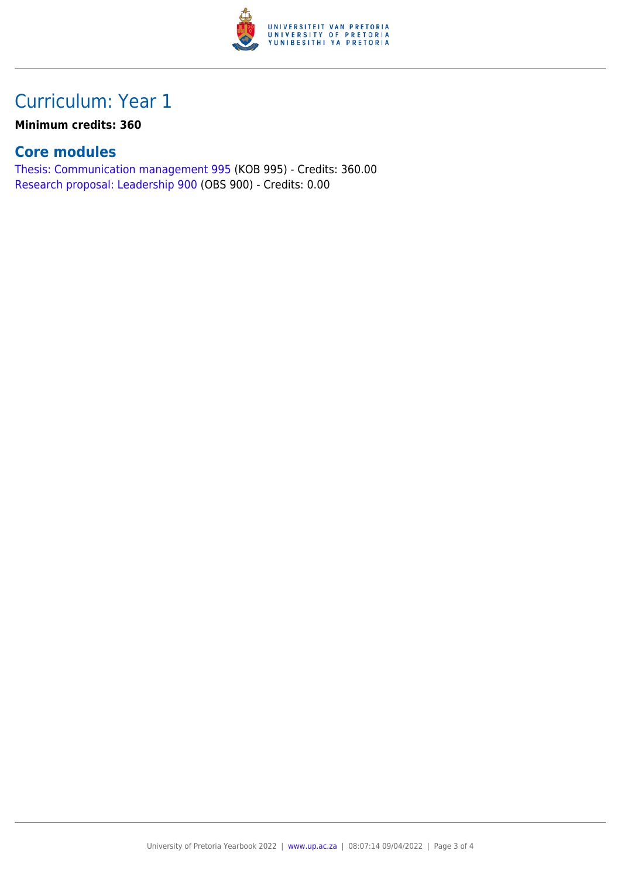# Curriculum: Year 1

**Minimum credits: 360**

## Core modules

Thesis: Communication management 995 (KOB 995) - Credits: 360.00
Research proposal: Leadership 900 (OBS 900) - Credits: 0.00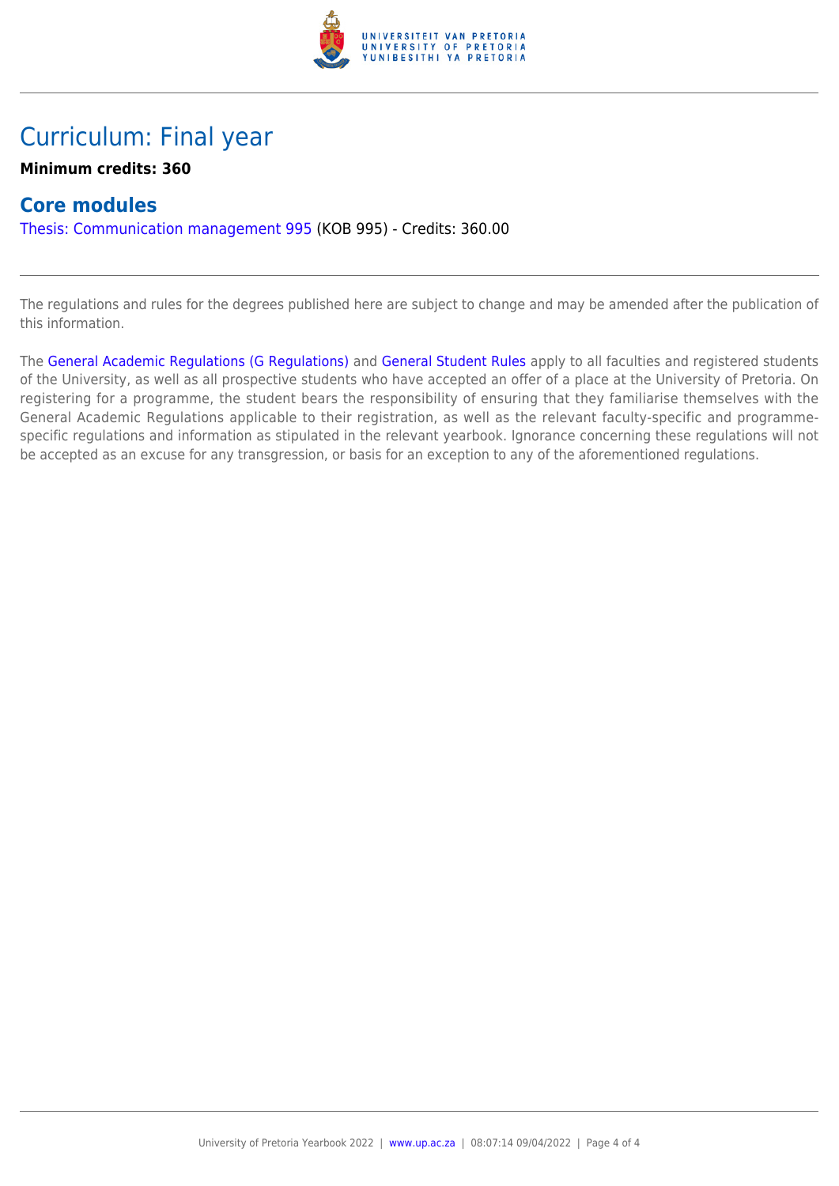# Curriculum: Final year

**Minimum credits: 360**

## Core modules

Thesis: Communication management 995 (KOB 995) - Credits: 360.00

The regulations and rules for the degrees published here are subject to change and may be amended after the publication of this information.

The General Academic Regulations (G Regulations) and General Student Rules apply to all faculties and registered students of the University, as well as all prospective students who have accepted an offer of a place at the University of Pretoria. On registering for a programme, the student bears the responsibility of ensuring that they familiarise themselves with the General Academic Regulations applicable to their registration, as well as the relevant faculty-specific and programme-specific regulations and information as stipulated in the relevant yearbook. Ignorance concerning these regulations will not be accepted as an excuse for any transgression, or basis for an exception to any of the aforementioned regulations.